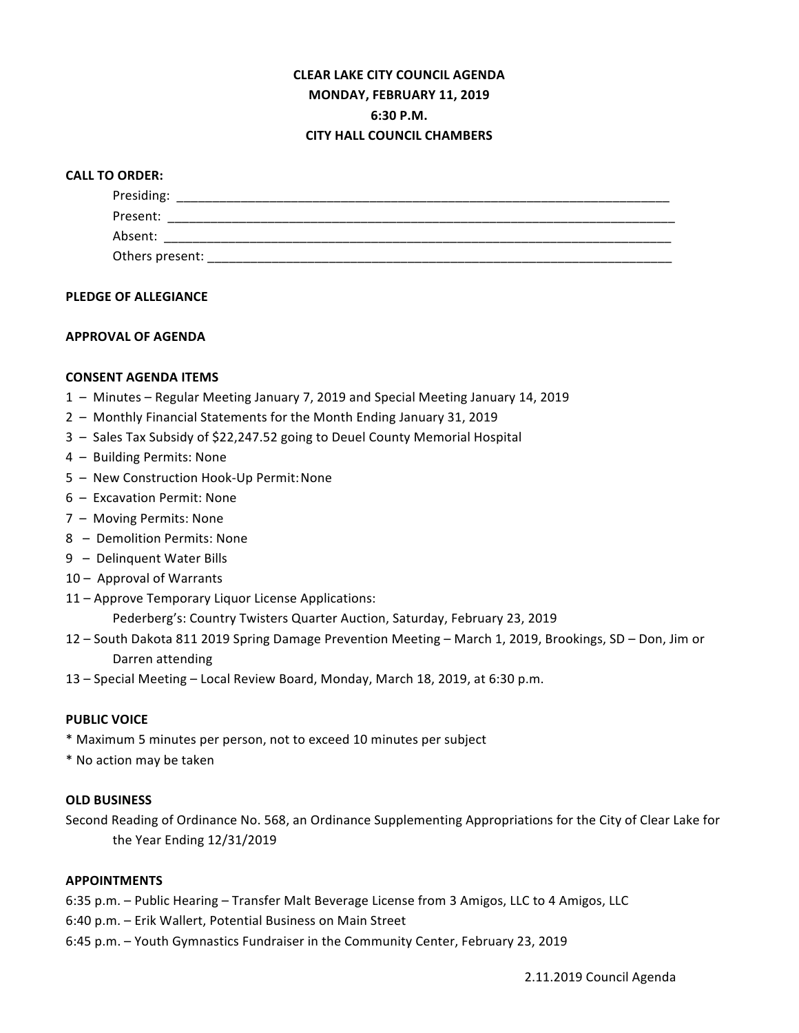# CLEAR LAKE CITY COUNCIL AGENDA
## MONDAY, FEBRUARY 11, 2019
## 6:30 P.M.
## CITY HALL COUNCIL CHAMBERS

**CALL TO ORDER:**

Presiding: ________________________________________________________________________

Present: __________________________________________________________________________

Absent: __________________________________________________________________________

Others present: ____________________________________________________________________

**PLEDGE OF ALLEGIANCE**

**APPROVAL OF AGENDA**

**CONSENT AGENDA ITEMS**

1 – Minutes – Regular Meeting January 7, 2019 and Special Meeting January 14, 2019
2 – Monthly Financial Statements for the Month Ending January 31, 2019
3 – Sales Tax Subsidy of $22,247.52 going to Deuel County Memorial Hospital
4 – Building Permits: None
5 – New Construction Hook-Up Permit: None
6 – Excavation Permit: None
7 – Moving Permits: None
8 – Demolition Permits: None
9 – Delinquent Water Bills
10 – Approval of Warrants
11 – Approve Temporary Liquor License Applications:
  Pederberg's: Country Twisters Quarter Auction, Saturday, February 23, 2019
12 – South Dakota 811 2019 Spring Damage Prevention Meeting – March 1, 2019, Brookings, SD – Don, Jim or Darren attending
13 – Special Meeting – Local Review Board, Monday, March 18, 2019, at 6:30 p.m.

**PUBLIC VOICE**

* Maximum 5 minutes per person, not to exceed 10 minutes per subject
* No action may be taken

**OLD BUSINESS**

Second Reading of Ordinance No. 568, an Ordinance Supplementing Appropriations for the City of Clear Lake for the Year Ending 12/31/2019

**APPOINTMENTS**

6:35 p.m. – Public Hearing – Transfer Malt Beverage License from 3 Amigos, LLC to 4 Amigos, LLC
6:40 p.m. – Erik Wallert, Potential Business on Main Street
6:45 p.m. – Youth Gymnastics Fundraiser in the Community Center, February 23, 2019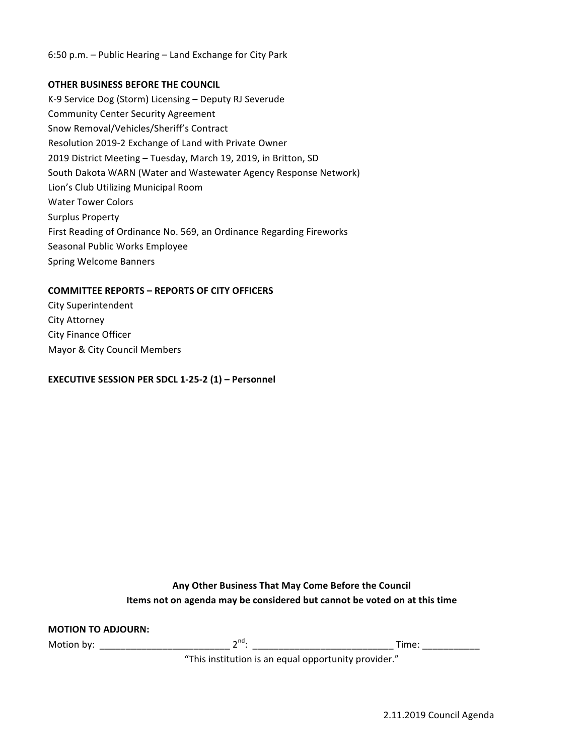6:50 p.m. – Public Hearing – Land Exchange for City Park

**OTHER BUSINESS BEFORE THE COUNCIL**

K-9 Service Dog (Storm) Licensing – Deputy RJ Severude
Community Center Security Agreement
Snow Removal/Vehicles/Sheriff's Contract
Resolution 2019-2 Exchange of Land with Private Owner
2019 District Meeting – Tuesday, March 19, 2019, in Britton, SD
South Dakota WARN (Water and Wastewater Agency Response Network)
Lion's Club Utilizing Municipal Room
Water Tower Colors
Surplus Property
First Reading of Ordinance No. 569, an Ordinance Regarding Fireworks
Seasonal Public Works Employee
Spring Welcome Banners

**COMMITTEE REPORTS – REPORTS OF CITY OFFICERS**

City Superintendent
City Attorney
City Finance Officer
Mayor & City Council Members

**EXECUTIVE SESSION PER SDCL 1-25-2 (1) – Personnel**

**Any Other Business That May Come Before the Council**
**Items not on agenda may be considered but cannot be voted on at this time**

**MOTION TO ADJOURN:**

Motion by: _________________________ 2nd: ___________________________ Time: ___________

"This institution is an equal opportunity provider."

2.11.2019 Council Agenda